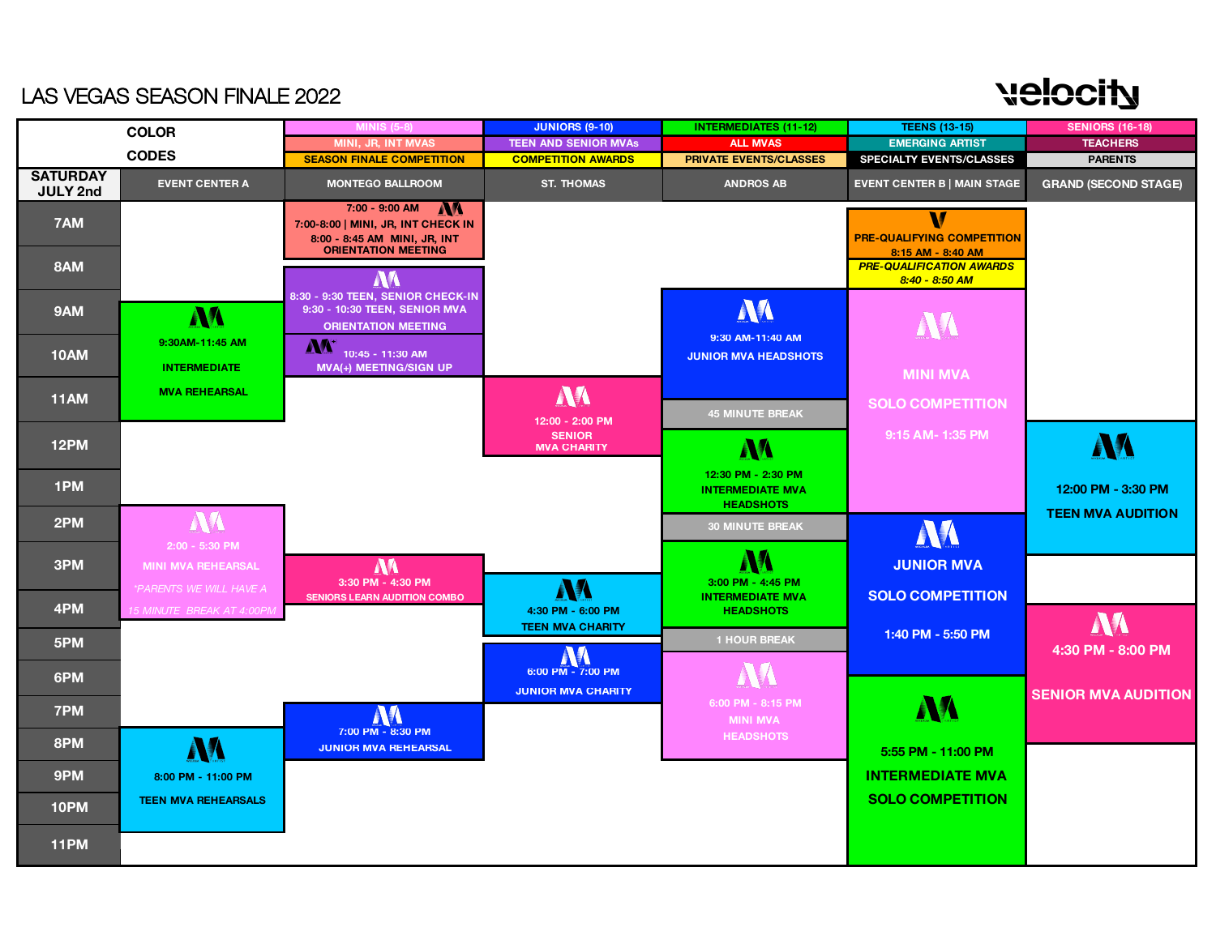# LAS VEGAS SEASON FINALE 2022

velocity

| COLOR CODES | | | | | |
|---|---|---|---|---|---|
| MINIS (5-8) | JUNIORS (9-10) | INTERMEDIATES (11-12) | TEENS (13-15) | SENIORS (16-18) |
| MINI, JR, INT MVAS | TEEN AND SENIOR MVAs | ALL MVAS | EMERGING ARTIST | TEACHERS |
| SEASON FINALE COMPETITION | COMPETITION AWARDS | PRIVATE EVENTS/CLASSES | SPECIALTY EVENTS/CLASSES | PARENTS |

| SATURDAY JULY 2nd | EVENT CENTER A | MONTEGO BALLROOM | ST. THOMAS | ANDROS AB | EVENT CENTER B \| MAIN STAGE | GRAND (SECOND STAGE) |
|---|---|---|---|---|---|---|
| 7AM | | 7:00 - 9:00 AM<br>7:00-8:00 \| MINI, JR, INT CHECK IN<br>8:00 - 8:45 AM MINI, JR, INT ORIENTATION MEETING | | | PRE-QUALIFYING COMPETITION<br>8:15 AM - 8:40 AM<br>*PRE-QUALIFICATION AWARDS*<br>*8:40 - 8:50 AM* | |
| 8AM | | 8:30 - 9:30 TEEN, SENIOR CHECK-IN<br>9:30 - 10:30 TEEN, SENIOR MVA ORIENTATION MEETING | | | | |
| 9AM | 9:30AM-11:45 AM<br>INTERMEDIATE MVA REHEARSAL | | | 9:30 AM-11:40 AM<br>JUNIOR MVA HEADSHOTS | MINI MVA SOLO COMPETITION<br>9:15 AM- 1:35 PM | |
| 10AM | | 10:45 - 11:30 AM<br>MVA(+) MEETING/SIGN UP | | | | |
| 11AM | | | 12:00 - 2:00 PM<br>SENIOR MVA CHARITY | 45 MINUTE BREAK | | |
| 12PM | | | | 12:30 PM - 2:30 PM<br>INTERMEDIATE MVA HEADSHOTS | | 12:00 PM - 3:30 PM<br>TEEN MVA AUDITION |
| 1PM | | | | | | |
| 2PM | 2:00 - 5:30 PM<br>MINI MVA REHEARSAL<br>*\*PARENTS WE WILL HAVE A 15 MINUTE BREAK AT 4:00PM* | | | 30 MINUTE BREAK | JUNIOR MVA SOLO COMPETITION<br>1:40 PM - 5:50 PM | |
| 3PM | | 3:30 PM - 4:30 PM<br>SENIORS LEARN AUDITION COMBO | | 3:00 PM - 4:45 PM<br>INTERMEDIATE MVA HEADSHOTS | | |
| 4PM | | | 4:30 PM - 6:00 PM<br>TEEN MVA CHARITY | | | 4:30 PM - 8:00 PM<br>SENIOR MVA AUDITION |
| 5PM | | | | 1 HOUR BREAK | | |
| 6PM | | | 6:00 PM - 7:00 PM<br>JUNIOR MVA CHARITY | 6:00 PM - 8:15 PM<br>MINI MVA HEADSHOTS | 5:55 PM - 11:00 PM<br>INTERMEDIATE MVA SOLO COMPETITION | |
| 7PM | | 7:00 PM - 8:30 PM<br>JUNIOR MVA REHEARSAL | | | | |
| 8PM | 8:00 PM - 11:00 PM<br>TEEN MVA REHEARSALS | | | | | |
| 9PM | | | | | | |
| 10PM | | | | | | |
| 11PM | | | | | | |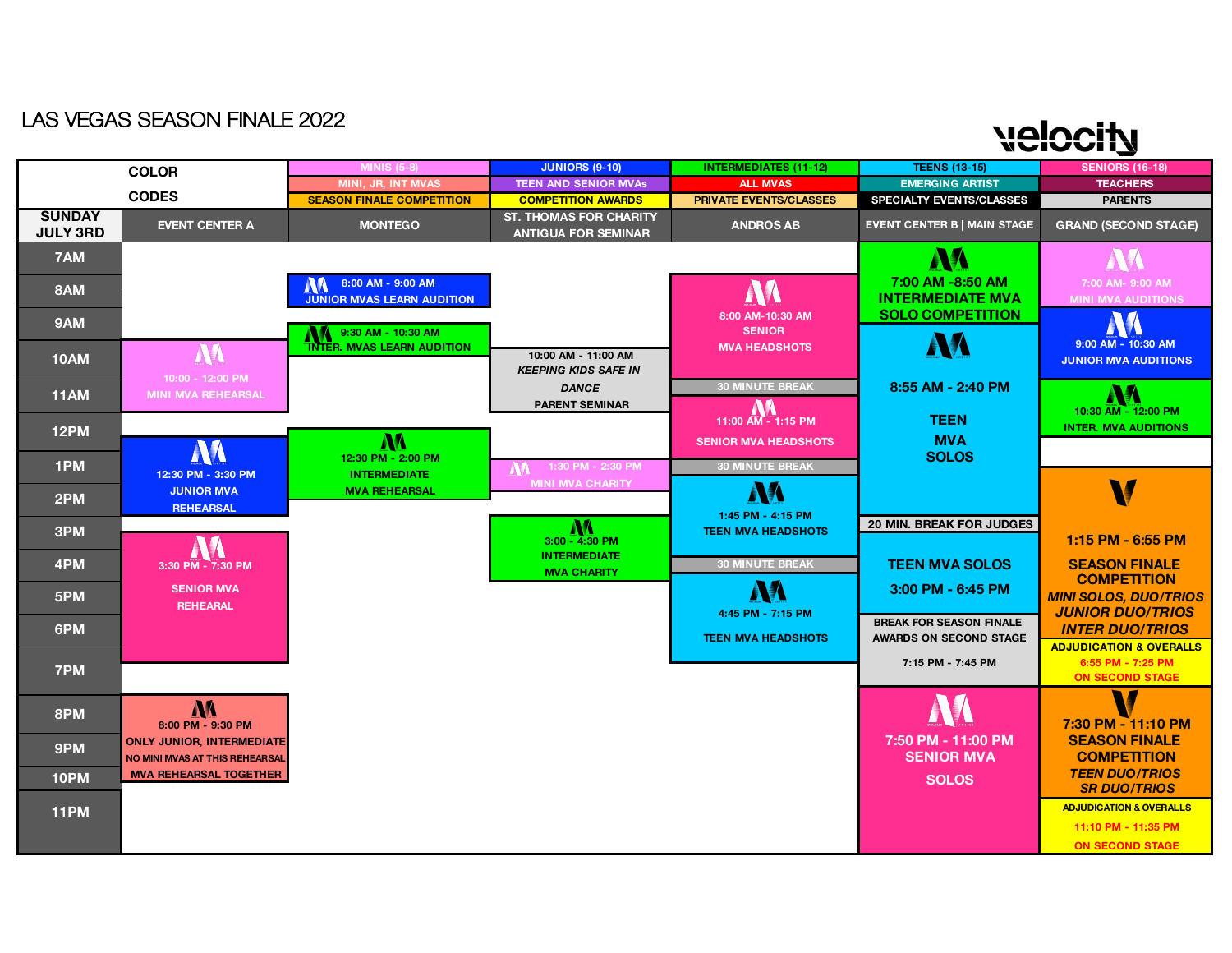# LAS VEGAS SEASON FINALE 2022

velocity

**COLOR CODES**

| | | | | | |
|---|---|---|---|---|---|
| MINIS (5-8) | JUNIORS (9-10) | INTERMEDIATES (11-12) | TEENS (13-15) | SENIORS (16-18) | |
| MINI, JR, INT MVAS | TEEN AND SENIOR MVAs | ALL MVAS | EMERGING ARTIST | TEACHERS | |
| SEASON FINALE COMPETITION | COMPETITION AWARDS | PRIVATE EVENTS/CLASSES | SPECIALTY EVENTS/CLASSES | PARENTS | |

**SUNDAY JULY 3RD**

| Time | EVENT CENTER A | MONTEGO | ST. THOMAS FOR CHARITY / ANTIGUA FOR SEMINAR | ANDROS AB | EVENT CENTER B \| MAIN STAGE | GRAND (SECOND STAGE) |
|---|---|---|---|---|---|---|
| 7AM | | | | | 7:00 AM -8:50 AM INTERMEDIATE MVA SOLO COMPETITION | 7:00 AM- 9:00 AM MINI MVA AUDITIONS |
| 8AM | | 8:00 AM - 9:00 AM JUNIOR MVAS LEARN AUDITION | | 8:00 AM-10:30 AM SENIOR MVA HEADSHOTS | | |
| 9AM | | 9:30 AM - 10:30 AM INTER. MVAS LEARN AUDITION | | | 8:55 AM - 2:40 PM TEEN MVA SOLOS | 9:00 AM - 10:30 AM JUNIOR MVA AUDITIONS |
| 10AM | 10:00 - 12:00 PM MINI MVA REHEARSAL | | 10:00 AM - 11:00 AM *KEEPING KIDS SAFE IN DANCE* PARENT SEMINAR | 30 MINUTE BREAK | | 10:30 AM - 12:00 PM INTER. MVA AUDITIONS |
| 11AM | | | | 11:00 AM - 1:15 PM SENIOR MVA HEADSHOTS | | |
| 12PM | 12:30 PM - 3:30 PM JUNIOR MVA REHEARSAL | 12:30 PM - 2:00 PM INTERMEDIATE MVA REHEARSAL | | | | |
| 1PM | | | 1:30 PM - 2:30 PM MINI MVA CHARITY | 30 MINUTE BREAK | | 1:15 PM - 6:55 PM SEASON FINALE COMPETITION *MINI SOLOS, DUO/TRIOS JUNIOR DUO/TRIOS INTER DUO/TRIOS* |
| 2PM | | | | 1:45 PM - 4:15 PM TEEN MVA HEADSHOTS | 20 MIN. BREAK FOR JUDGES | |
| 3PM | 3:30 PM - 7:30 PM SENIOR MVA REHEARAL | | 3:00 - 4:30 PM INTERMEDIATE MVA CHARITY | | TEEN MVA SOLOS 3:00 PM - 6:45 PM | |
| 4PM | | | | 30 MINUTE BREAK | | |
| 5PM | | | | 4:45 PM - 7:15 PM TEEN MVA HEADSHOTS | | |
| 6PM | | | | | BREAK FOR SEASON FINALE AWARDS ON SECOND STAGE 7:15 PM - 7:45 PM | ADJUDICATION & OVERALLS 6:55 PM - 7:25 PM ON SECOND STAGE |
| 7PM | | | | | 7:50 PM - 11:00 PM SENIOR MVA SOLOS | 7:30 PM - 11:10 PM SEASON FINALE COMPETITION *TEEN DUO/TRIOS SR DUO/TRIOS* |
| 8PM | 8:00 PM - 9:30 PM ONLY JUNIOR, INTERMEDIATE NO MINI MVAS AT THIS REHEARSAL MVA REHEARSAL TOGETHER | | | | | |
| 9PM | | | | | | |
| 10PM | | | | | | |
| 11PM | | | | | | ADJUDICATION & OVERALLS 11:10 PM - 11:35 PM ON SECOND STAGE |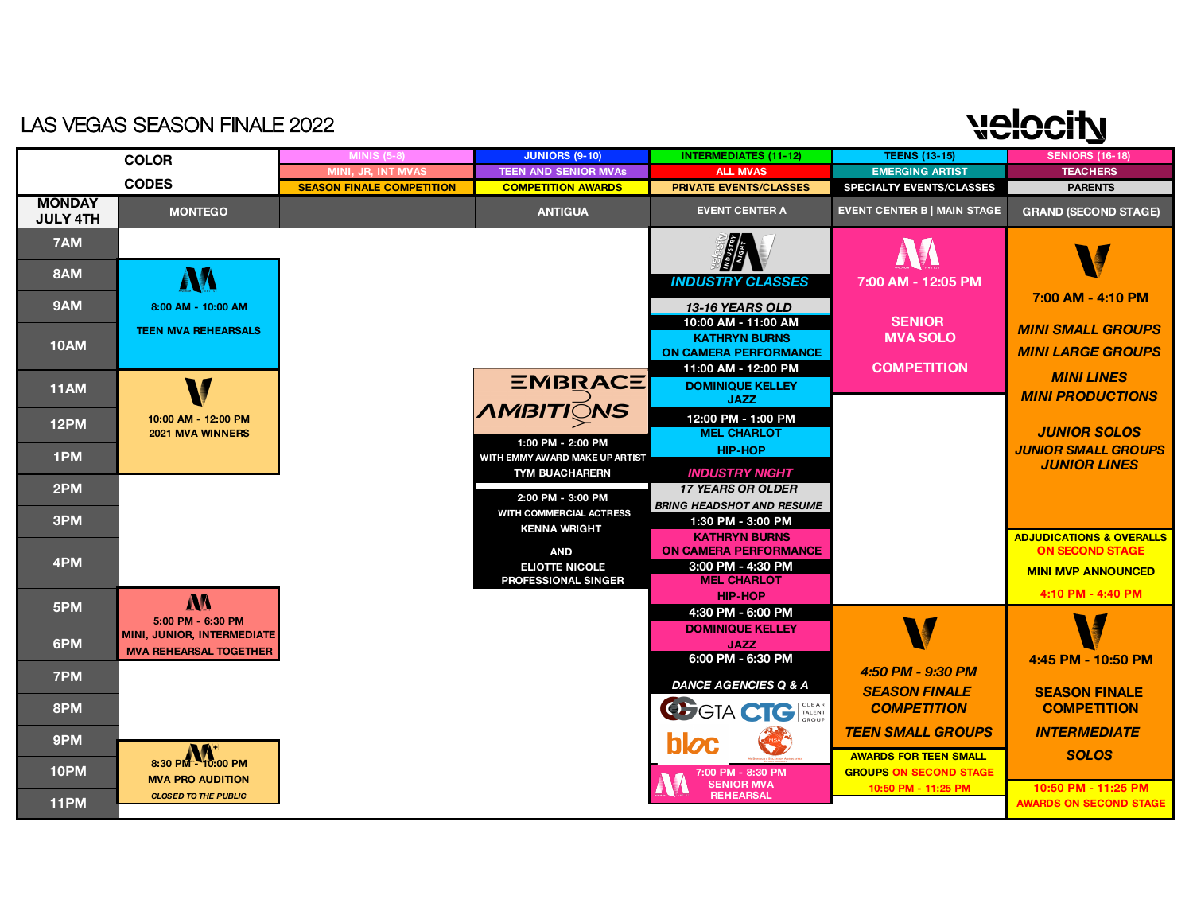# LAS VEGAS SEASON FINALE 2022

velocity

## Color Codes

| | | | | | |
|---|---|---|---|---|---|
| MINIS (5-8) | JUNIORS (9-10) | INTERMEDIATES (11-12) | TEENS (13-15) | SENIORS (16-18) |
| MINI, JR, INT MVAS | TEEN AND SENIOR MVAs | ALL MVAS | EMERGING ARTIST | TEACHERS |
| SEASON FINALE COMPETITION | COMPETITION AWARDS | PRIVATE EVENTS/CLASSES | SPECIALTY EVENTS/CLASSES | PARENTS |

## MONDAY JULY 4TH

| Time | MONTEGO | ANTIGUA | EVENT CENTER A | EVENT CENTER B \| MAIN STAGE | GRAND (SECOND STAGE) |
|---|---|---|---|---|---|
| 7AM | | | INDUSTRY CLASSES | 7:00 AM - 12:05 PM SENIOR MVA SOLO COMPETITION | 7:00 AM - 4:10 PM MINI SMALL GROUPS, MINI LARGE GROUPS, MINI LINES, MINI PRODUCTIONS, JUNIOR SOLOS, JUNIOR SMALL GROUPS, JUNIOR LINES |
| 8AM | 8:00 AM - 10:00 AM TEEN MVA REHEARSALS | | 13-16 YEARS OLD | | |
| 9AM | | | | | |
| 10AM | 10:00 AM - 12:00 PM 2021 MVA WINNERS | | 10:00 AM - 11:00 AM KATHRYN BURNS ON CAMERA PERFORMANCE | | |
| 11AM | | EMBRACE AMBITIONS | 11:00 AM - 12:00 PM DOMINIQUE KELLEY JAZZ | | |
| 12PM | | | 12:00 PM - 1:00 PM MEL CHARLOT HIP-HOP | | |
| 1PM | | 1:00 PM - 2:00 PM WITH EMMY AWARD MAKE UP ARTIST TYM BUACHARERN | INDUSTRY NIGHT 17 YEARS OR OLDER BRING HEADSHOT AND RESUME | | |
| 2PM | | 2:00 PM - 3:00 PM WITH COMMERCIAL ACTRESS KENNA WRIGHT AND ELIOTTE NICOLE PROFESSIONAL SINGER | 1:30 PM - 3:00 PM KATHRYN BURNS ON CAMERA PERFORMANCE | | |
| 3PM | | | 3:00 PM - 4:30 PM MEL CHARLOT HIP-HOP | | |
| 4PM | | | 4:30 PM - 6:00 PM DOMINIQUE KELLEY JAZZ | | ADJUDICATIONS & OVERALLS ON SECOND STAGE, MINI MVP ANNOUNCED 4:10 PM - 4:40 PM |
| 5PM | 5:00 PM - 6:30 PM MINI, JUNIOR, INTERMEDIATE MVA REHEARSAL TOGETHER | | | 4:50 PM - 9:30 PM SEASON FINALE COMPETITION TEEN SMALL GROUPS | 4:45 PM - 10:50 PM SEASON FINALE COMPETITION INTERMEDIATE SOLOS |
| 6PM | | | 6:00 PM - 6:30 PM DANCE AGENCIES Q & A (GTA, CTG, CLEAR TALENT GROUP, bloc, MSA) | | |
| 7PM | | | 7:00 PM - 8:30 PM SENIOR MVA REHEARSAL | | |
| 8PM | 8:30 PM - 10:00 PM MVA PRO AUDITION *CLOSED TO THE PUBLIC* | | | | |
| 9PM | | | | AWARDS FOR TEEN SMALL GROUPS ON SECOND STAGE 10:50 PM - 11:25 PM | |
| 10PM | | | | | 10:50 PM - 11:25 PM AWARDS ON SECOND STAGE |
| 11PM | | | | | |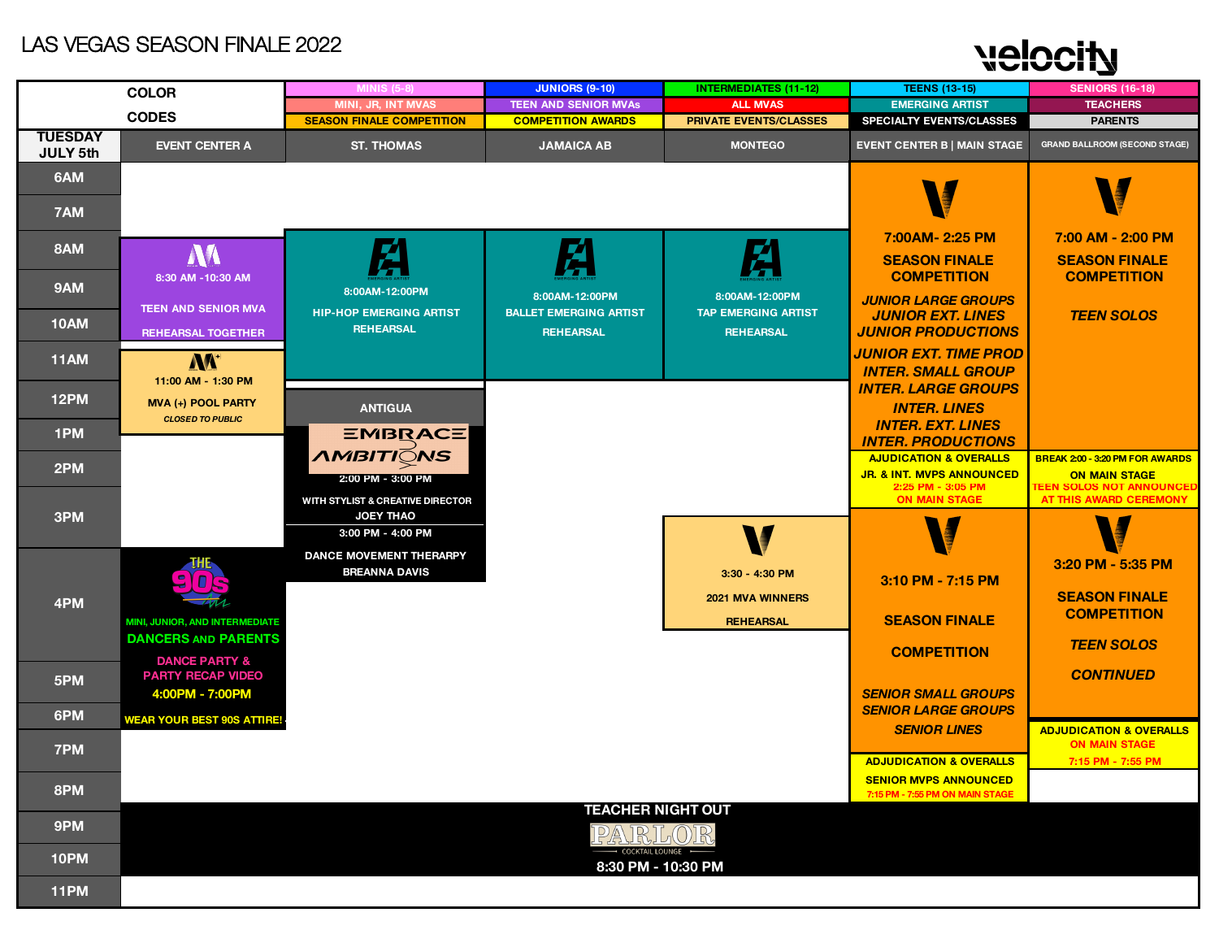# LAS VEGAS SEASON FINALE 2022

velocity

## COLOR CODES

| MINIS (5-8) | JUNIORS (9-10) | INTERMEDIATES (11-12) | TEENS (13-15) | SENIORS (16-18) |
|---|---|---|---|---|
| MINI, JR, INT MVAS | TEEN AND SENIOR MVAs | ALL MVAS | EMERGING ARTIST | TEACHERS |
| SEASON FINALE COMPETITION | COMPETITION AWARDS | PRIVATE EVENTS/CLASSES | SPECIALTY EVENTS/CLASSES | PARENTS |

## TUESDAY JULY 5th

### EVENT CENTER A
- **8:30 AM - 10:30 AM** — TEEN AND SENIOR MVA REHEARSAL TOGETHER
- **11:00 AM - 1:30 PM** — MVA (+) POOL PARTY — *CLOSED TO PUBLIC*
- **4:00PM - 7:00PM** — THE 90s — MINI, JUNIOR, AND INTERMEDIATE DANCERS AND PARENTS DANCE PARTY & PARTY RECAP VIDEO — WEAR YOUR BEST 90S ATTIRE!

### ST. THOMAS
- **8:00AM-12:00PM** — HIP-HOP EMERGING ARTIST REHEARSAL

### ANTIGUA
- **2:00 PM - 3:00 PM** — EMBRACE AMBITIONS — WITH STYLIST & CREATIVE DIRECTOR JOEY THAO
- **3:00 PM - 4:00 PM** — DANCE MOVEMENT THERARPY — BREANNA DAVIS

### JAMAICA AB
- **8:00AM-12:00PM** — BALLET EMERGING ARTIST REHEARSAL

### MONTEGO
- **8:00AM-12:00PM** — TAP EMERGING ARTIST REHEARSAL
- **3:30 - 4:30 PM** — 2021 MVA WINNERS REHEARSAL

### EVENT CENTER B | MAIN STAGE
- **7:00AM- 2:25 PM** — SEASON FINALE COMPETITION
  - *JUNIOR LARGE GROUPS*
  - *JUNIOR EXT. LINES*
  - *JUNIOR PRODUCTIONS*
  - *JUNIOR EXT. TIME PROD*
  - *INTER. SMALL GROUP*
  - *INTER. LARGE GROUPS*
  - *INTER. LINES*
  - *INTER. EXT. LINES*
  - *INTER. PRODUCTIONS*
- **AJUDICATION & OVERALLS** — JR. & INT. MVPS ANNOUNCED — 2:25 PM - 3:05 PM ON MAIN STAGE
- **3:10 PM - 7:15 PM** — SEASON FINALE COMPETITION
  - *SENIOR SMALL GROUPS*
  - *SENIOR LARGE GROUPS*
  - *SENIOR LINES*
- **ADJUDICATION & OVERALLS** — SENIOR MVPS ANNOUNCED — 7:15 PM - 7:55 PM ON MAIN STAGE

### GRAND BALLROOM (SECOND STAGE)
- **7:00 AM - 2:00 PM** — SEASON FINALE COMPETITION — *TEEN SOLOS*
- **BREAK 2:00 - 3:20 PM FOR AWARDS ON MAIN STAGE** — TEEN SOLOS NOT ANNOUNCED AT THIS AWARD CEREMONY
- **3:20 PM - 5:35 PM** — SEASON FINALE COMPETITION — *TEEN SOLOS CONTINUED*
- **ADJUDICATION & OVERALLS** — ON MAIN STAGE — 7:15 PM - 7:55 PM

### ALL ROOMS
- **8:30 PM - 10:30 PM** — TEACHER NIGHT OUT — PARLOR COCKTAIL LOUNGE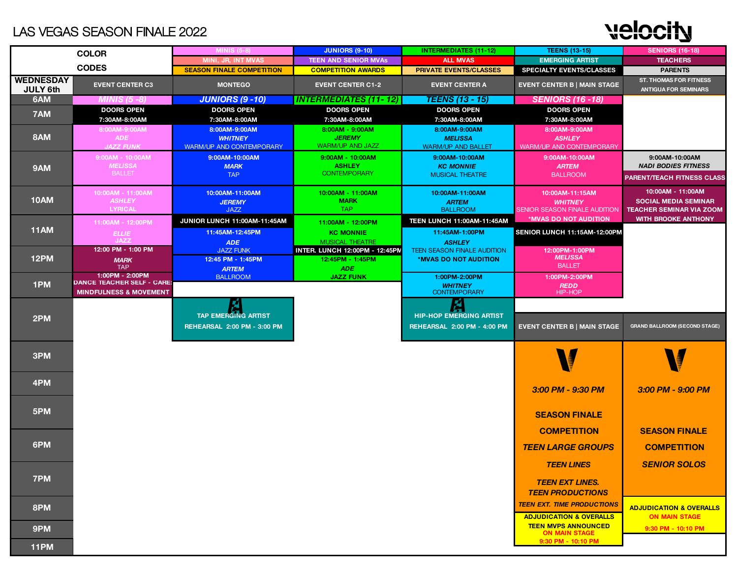# LAS VEGAS SEASON FINALE 2022

velocity

**COLOR CODES**

| | | | | | |
|---|---|---|---|---|---|
| MINIS (5-8) | JUNIORS (9-10) | INTERMEDIATES (11-12) | TEENS (13-15) | SENIORS (16-18) | |
| MINI, JR, INT MVAS | TEEN AND SENIOR MVAs | ALL MVAS | EMERGING ARTIST | TEACHERS | |
| SEASON FINALE COMPETITION | COMPETITION AWARDS | PRIVATE EVENTS/CLASSES | SPECIALTY EVENTS/CLASSES | PARENTS | |

| WEDNESDAY JULY 6th | EVENT CENTER C3 | MONTEGO | EVENT CENTER C1-2 | EVENT CENTER A | EVENT CENTER B \| MAIN STAGE | ST. THOMAS FOR FITNESS / ANTIGUA FOR SEMINARS |
|---|---|---|---|---|---|---|
| 6AM | MINIS (5 -8) | JUNIORS (9 -10) | INTERMEDIATES (11- 12) | TEENS (13 - 15) | SENIORS (16 -18) | |
| 7AM | DOORS OPEN 7:30AM-8:00AM | DOORS OPEN 7:30AM-8:00AM | DOORS OPEN 7:30AM-8:00AM | DOORS OPEN 7:30AM-8:00AM | DOORS OPEN 7:30AM-8:00AM | |
| 8AM | 8:00AM-9:00AM *ADE* JAZZ FUNK | 8:00AM-9:00AM *WHITNEY* WARM/UP AND CONTEMPORARY | 8:00AM - 9:00AM *JEREMY* WARM/UP AND JAZZ | 8:00AM-9:00AM *MELISSA* WARM/UP AND BALLET | 8:00AM-9:00AM *ASHLEY* WARM/UP AND CONTEMPORARY | |
| 9AM | 9:00AM - 10:00AM *MELISSA* BALLET | 9:00AM-10:00AM *MARK* TAP | 9:00AM - 10:00AM ASHLEY CONTEMPORARY | 9:00AM-10:00AM *KC MONNIE* MUSICAL THEATRE | 9:00AM-10:00AM *ARTEM* BALLROOM | 9:00AM-10:00AM *NADI BODIES FITNESS* PARENT/TEACH FITNESS CLASS |
| 10AM | 10:00AM - 11:00AM *ASHLEY* LYRICAL | 10:00AM-11:00AM *JEREMY* JAZZ | 10:00AM - 11:00AM MARK TAP | 10:00AM-11:00AM *ARTEM* BALLROOM | 10:00AM-11:15AM *WHITNEY* SENIOR SEASON FINALE AUDITION *MVAS DO NOT AUDITION | 10:00AM - 11:00AM SOCIAL MEDIA SEMINAR TEACHER SEMINAR VIA ZOOM WITH BROOKE ANTHONY |
| 11AM | 11:00AM - 12:00PM *ELLIE* JAZZ | JUNIOR LUNCH 11:00AM-11:45AM; 11:45AM-12:45PM *ADE* JAZZ FUNK | 11:00AM - 12:00PM KC MONNIE MUSICAL THEATRE | TEEN LUNCH 11:00AM-11:45AM; 11:45AM-1:00PM *ASHLEY* TEEN SEASON FINALE AUDITION *MVAS DO NOT AUDITION | SENIOR LUNCH 11:15AM-12:00PM | |
| 12PM | 12:00 PM - 1:00 PM *MARK* TAP | 12:45 PM - 1:45PM *ARTEM* BALLROOM | INTER. LUNCH 12:00PM - 12:45PM; 12:45PM - 1:45PM *ADE* JAZZ FUNK | | 12:00PM-1:00PM *MELISSA* BALLET | |
| 1PM | 1:00PM - 2:00PM DANCE TEACHER SELF - CARE: MINDFULNESS & MOVEMENT | | | 1:00PM-2:00PM *WHITNEY* CONTEMPORARY | 1:00PM-2:00PM *REDD* HIP-HOP | |
| 2PM | | TAP EMERGING ARTIST REHEARSAL 2:00 PM - 3:00 PM | | HIP-HOP EMERGING ARTIST REHEARSAL 2:00 PM - 4:00 PM | EVENT CENTER B \| MAIN STAGE | GRAND BALLROOM (SECOND STAGE) |
| 3PM – 8PM | | | | | *3:00 PM - 9:30 PM* SEASON FINALE COMPETITION *TEEN LARGE GROUPS* *TEEN LINES* *TEEN EXT LINES.* *TEEN PRODUCTIONS* *TEEN EXT. TIME PRODUCTIONS* | *3:00 PM - 9:00 PM* SEASON FINALE COMPETITION *SENIOR SOLOS* |
| 8PM – 9PM | | | | | ADJUDICATION & OVERALLS TEEN MVPS ANNOUNCED ON MAIN STAGE 9:30 PM - 10:10 PM | ADJUDICATION & OVERALLS ON MAIN STAGE 9:30 PM - 10:10 PM |
| 11PM | | | | | | |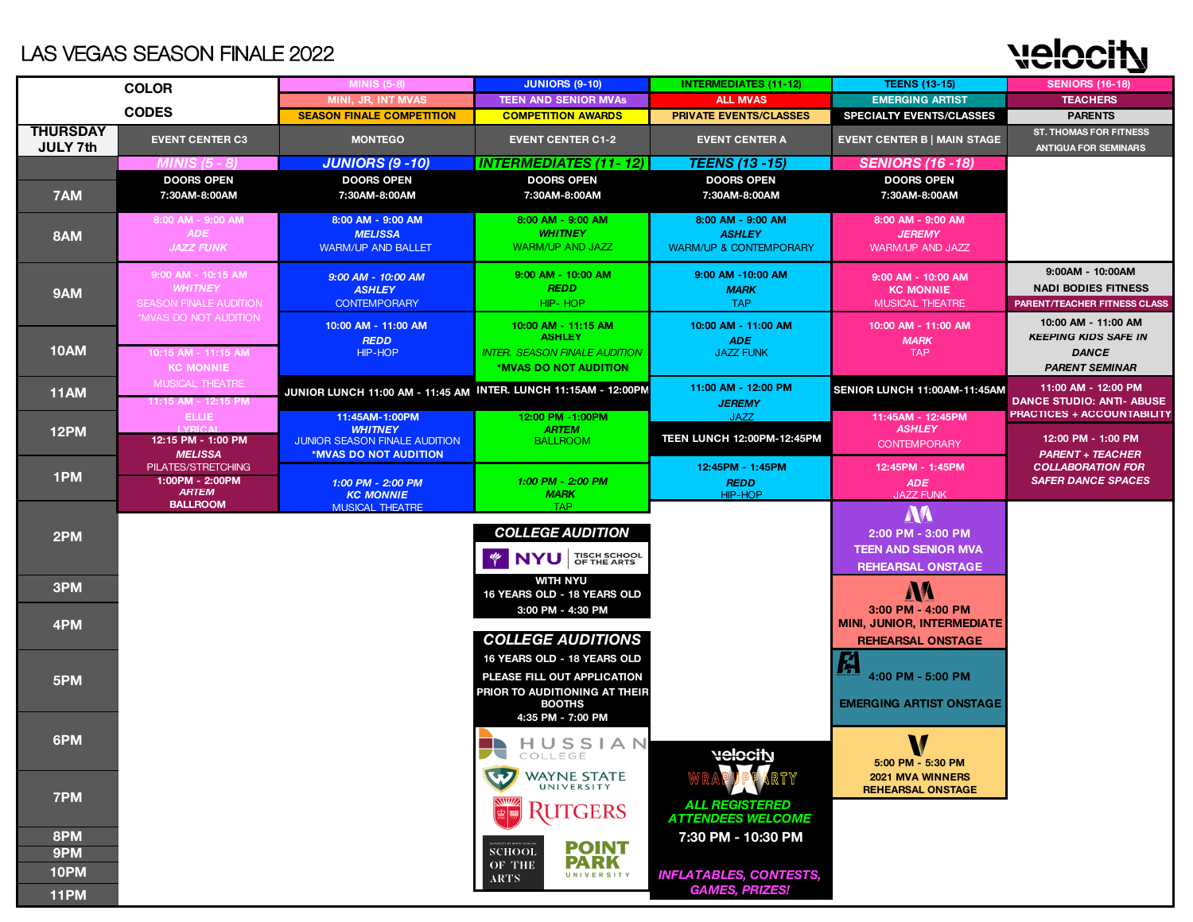# LAS VEGAS SEASON FINALE 2022

velocity

## COLOR CODES

| | | | | | |
|---|---|---|---|---|---|
| MINIS (5-8) | JUNIORS (9-10) | INTERMEDIATES (11-12) | TEENS (13-15) | SENIORS (16-18) | |
| MINI, JR, INT MVAS | TEEN AND SENIOR MVAs | ALL MVAS | EMERGING ARTIST | TEACHERS | |
| SEASON FINALE COMPETITION | COMPETITION AWARDS | PRIVATE EVENTS/CLASSES | SPECIALTY EVENTS/CLASSES | PARENTS | |

## THURSDAY JULY 7th

| Time | EVENT CENTER C3 | MONTEGO | EVENT CENTER C1-2 | EVENT CENTER A | EVENT CENTER B \| MAIN STAGE | ST. THOMAS FOR FITNESS / ANTIGUA FOR SEMINARS |
|---|---|---|---|---|---|---|
| | *MINIS (5 - 8)* | *JUNIORS (9 -10)* | *INTERMEDIATES (11- 12)* | *TEENS (13 -15)* | *SENIORS (16 -18)* | |
| 7AM | DOORS OPEN 7:30AM-8:00AM | DOORS OPEN 7:30AM-8:00AM | DOORS OPEN 7:30AM-8:00AM | DOORS OPEN 7:30AM-8:00AM | DOORS OPEN 7:30AM-8:00AM | |
| 8AM | 8:00 AM - 9:00 AM *ADE* *JAZZ FUNK* | 8:00 AM - 9:00 AM *MELISSA* WARM/UP AND BALLET | 8:00 AM - 9:00 AM *WHITNEY* WARM/UP AND JAZZ | 8:00 AM - 9:00 AM *ASHLEY* WARM/UP & CONTEMPORARY | 8:00 AM - 9:00 AM *JEREMY* WARM/UP AND JAZZ | |
| 9AM | 9:00 AM - 10:15 AM *WHITNEY* SEASON FINALE AUDITION *MVAS DO NOT AUDITION | *9:00 AM - 10:00 AM* *ASHLEY* CONTEMPORARY | 9:00 AM - 10:00 AM *REDD* HIP- HOP | 9:00 AM -10:00 AM *MARK* TAP | 9:00 AM - 10:00 AM KC MONNIE MUSICAL THEATRE | 9:00AM - 10:00AM NADI BODIES FITNESS PARENT/TEACHER FITNESS CLASS |
| 10AM | 10:15 AM - 11:15 AM KC MONNIE MUSICAL THEATRE | 10:00 AM - 11:00 AM *REDD* HIP-HOP | 10:00 AM - 11:15 AM ASHLEY *INTER. SEASON FINALE AUDITION* *MVAS DO NOT AUDITION | 10:00 AM - 11:00 AM *ADE* JAZZ FUNK | 10:00 AM - 11:00 AM *MARK* TAP | 10:00 AM - 11:00 AM *KEEPING KIDS SAFE IN DANCE* *PARENT SEMINAR* |
| 11AM | 11:15 AM - 12:15 PM ELLIE LYRICAL | JUNIOR LUNCH 11:00 AM - 11:45 AM | INTER. LUNCH 11:15AM - 12:00PM | 11:00 AM - 12:00 PM *JEREMY* JAZZ | SENIOR LUNCH 11:00AM-11:45AM | 11:00 AM - 12:00 PM DANCE STUDIO: ANTI- ABUSE PRACTICES + ACCOUNTABILITY |
| 12PM | 12:15 PM - 1:00 PM *MELISSA* PILATES/STRETCHING | 11:45AM-1:00PM *WHITNEY* JUNIOR SEASON FINALE AUDITION *MVAS DO NOT AUDITION | 12:00 PM -1:00PM *ARTEM* BALLROOM | TEEN LUNCH 12:00PM-12:45PM | 11:45AM - 12:45PM *ASHLEY* CONTEMPORARY | 12:00 PM - 1:00 PM *PARENT + TEACHER COLLABORATION FOR SAFER DANCE SPACES* |
| 1PM | 1:00PM - 2:00PM *ARTEM* BALLROOM | *1:00 PM - 2:00 PM* *KC MONNIE* MUSICAL THEATRE | *1:00 PM - 2:00 PM* *MARK* TAP | 12:45PM - 1:45PM *REDD* HIP-HOP | 12:45PM - 1:45PM *ADE* JAZZ FUNK | |
| 2PM | | | *COLLEGE AUDITION* NYU TISCH SCHOOL OF THE ARTS WITH NYU 16 YEARS OLD - 18 YEARS OLD 3:00 PM - 4:30 PM | | 2:00 PM - 3:00 PM TEEN AND SENIOR MVA REHEARSAL ONSTAGE | |
| 3PM | | | | | 3:00 PM - 4:00 PM MINI, JUNIOR, INTERMEDIATE REHEARSAL ONSTAGE | |
| 4PM | | | | | 4:00 PM - 5:00 PM EMERGING ARTIST ONSTAGE | |
| 5PM | | | *COLLEGE AUDITIONS* 16 YEARS OLD - 18 YEARS OLD PLEASE FILL OUT APPLICATION PRIOR TO AUDITIONING AT THEIR BOOTHS 4:35 PM - 7:00 PM HUSSIAN COLLEGE, WAYNE STATE UNIVERSITY, RUTGERS, SCHOOL OF THE ARTS, POINT PARK UNIVERSITY | | 5:00 PM - 5:30 PM 2021 MVA WINNERS REHEARSAL ONSTAGE | |
| 6PM | | | | | | |
| 7PM | | | | velocity WRAP UP PARTY *ALL REGISTERED ATTENDEES WELCOME* 7:30 PM - 10:30 PM *INFLATABLES, CONTESTS, GAMES, PRIZES!* | | |
| 8PM | | | | | | |
| 9PM | | | | | | |
| 10PM | | | | | | |
| 11PM | | | | | | |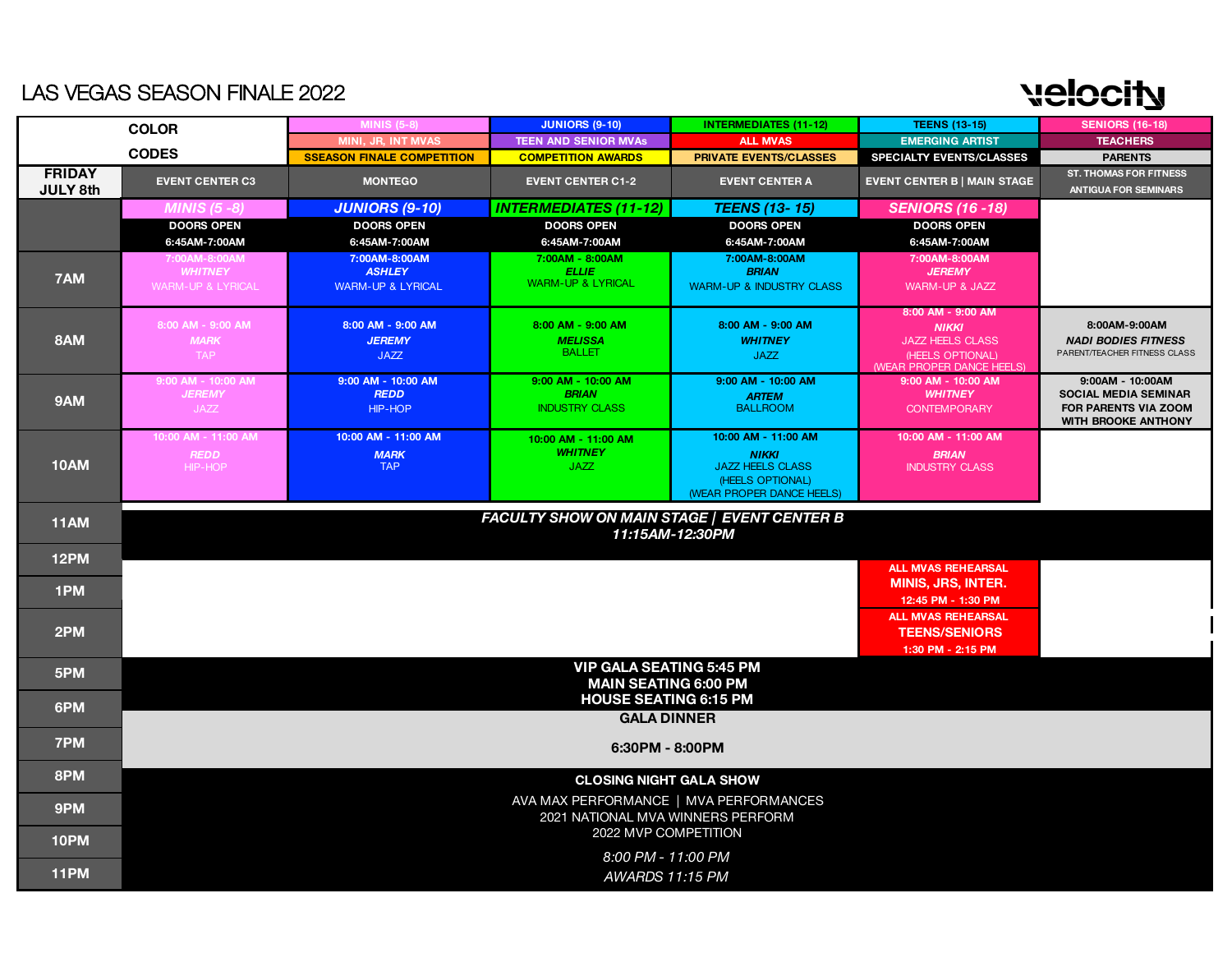# LAS VEGAS SEASON FINALE 2022

velocity

| COLOR CODES | | | | | |
|---|---|---|---|---|---|
| MINIS (5-8) | JUNIORS (9-10) | INTERMEDIATES (11-12) | TEENS (13-15) | SENIORS (16-18) | |
| MINI, JR, INT MVAS | TEEN AND SENIOR MVAs | ALL MVAS | EMERGING ARTIST | TEACHERS | |
| SSEASON FINALE COMPETITION | COMPETITION AWARDS | PRIVATE EVENTS/CLASSES | SPECIALTY EVENTS/CLASSES | PARENTS | |

| FRIDAY JULY 8th | EVENT CENTER C3 | MONTEGO | EVENT CENTER C1-2 | EVENT CENTER A | EVENT CENTER B \| MAIN STAGE | ST. THOMAS FOR FITNESS ANTIGUA FOR SEMINARS |
|---|---|---|---|---|---|---|
| | *MINIS (5 -8)* | *JUNIORS (9-10)* | *INTERMEDIATES (11-12)* | *TEENS (13- 15)* | *SENIORS (16 -18)* | |
| | DOORS OPEN 6:45AM-7:00AM | DOORS OPEN 6:45AM-7:00AM | DOORS OPEN 6:45AM-7:00AM | DOORS OPEN 6:45AM-7:00AM | DOORS OPEN 6:45AM-7:00AM | |
| 7AM | 7:00AM-8:00AM *WHITNEY* WARM-UP & LYRICAL | 7:00AM-8:00AM *ASHLEY* WARM-UP & LYRICAL | 7:00AM - 8:00AM *ELLIE* WARM-UP & LYRICAL | 7:00AM-8:00AM *BRIAN* WARM-UP & INDUSTRY CLASS | 7:00AM-8:00AM *JEREMY* WARM-UP & JAZZ | |
| 8AM | 8:00 AM - 9:00 AM *MARK* TAP | 8:00 AM - 9:00 AM *JEREMY* JAZZ | 8:00 AM - 9:00 AM *MELISSA* BALLET | 8:00 AM - 9:00 AM *WHITNEY* JAZZ | 8:00 AM - 9:00 AM *NIKKI* JAZZ HEELS CLASS (HEELS OPTIONAL) (WEAR PROPER DANCE HEELS) | 8:00AM-9:00AM *NADI BODIES FITNESS* PARENT/TEACHER FITNESS CLASS |
| 9AM | 9:00 AM - 10:00 AM *JEREMY* JAZZ | 9:00 AM - 10:00 AM *REDD* HIP-HOP | 9:00 AM - 10:00 AM *BRIAN* INDUSTRY CLASS | 9:00 AM - 10:00 AM *ARTEM* BALLROOM | 9:00 AM - 10:00 AM *WHITNEY* CONTEMPORARY | 9:00AM - 10:00AM SOCIAL MEDIA SEMINAR FOR PARENTS VIA ZOOM WITH BROOKE ANTHONY |
| 10AM | 10:00 AM - 11:00 AM *REDD* HIP-HOP | 10:00 AM - 11:00 AM *MARK* TAP | 10:00 AM - 11:00 AM *WHITNEY* JAZZ | 10:00 AM - 11:00 AM *NIKKI* JAZZ HEELS CLASS (HEELS OPTIONAL) (WEAR PROPER DANCE HEELS) | 10:00 AM - 11:00 AM *BRIAN* INDUSTRY CLASS | |
| 11AM | *FACULTY SHOW ON MAIN STAGE \| EVENT CENTER B 11:15AM-12:30PM* | | | | | |
| 12PM | | | | | | |
| 1PM | | | | | ALL MVAS REHEARSAL MINIS, JRS, INTER. 12:45 PM - 1:30 PM | |
| 2PM | | | | | ALL MVAS REHEARSAL TEENS/SENIORS 1:30 PM - 2:15 PM | |
| 5PM | VIP GALA SEATING 5:45 PM MAIN SEATING 6:00 PM HOUSE SEATING 6:15 PM | | | | | |
| 6PM | GALA DINNER 6:30PM - 8:00PM | | | | | |
| 7PM | | | | | | |
| 8PM | CLOSING NIGHT GALA SHOW AVA MAX PERFORMANCE \| MVA PERFORMANCES 2021 NATIONAL MVA WINNERS PERFORM 2022 MVP COMPETITION *8:00 PM - 11:00 PM* *AWARDS 11:15 PM* | | | | | |
| 9PM | | | | | | |
| 10PM | | | | | | |
| 11PM | | | | | | |